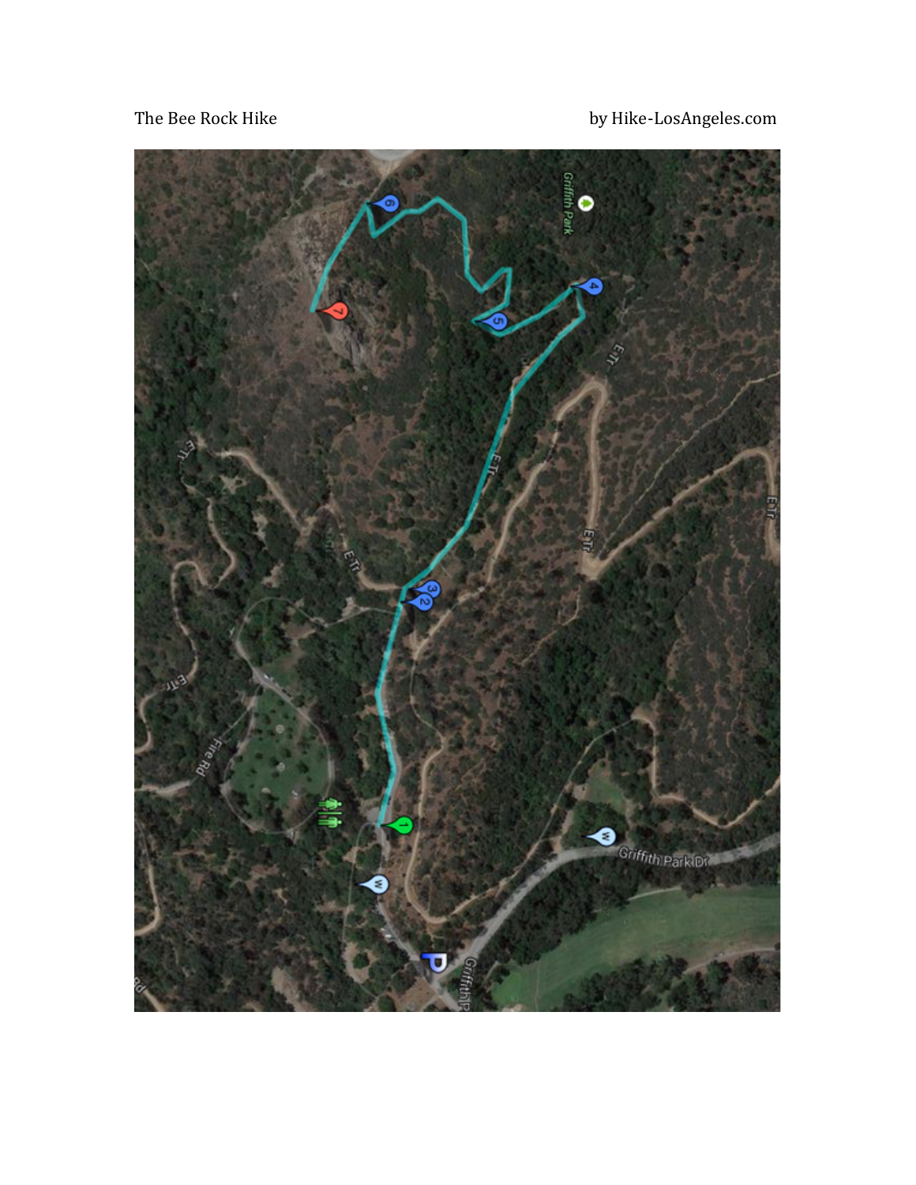The Bee Rock Hike

by Hike-LosAngeles.com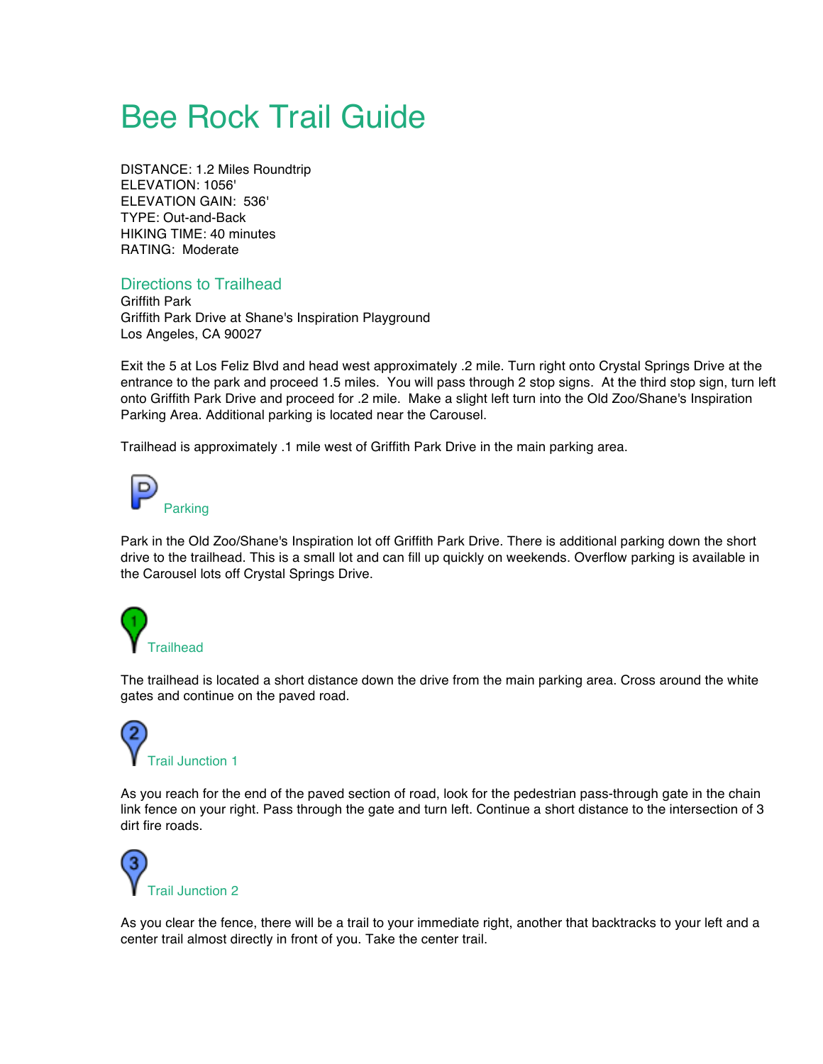# Bee Rock Trail Guide

DISTANCE: 1.2 Miles Roundtrip
ELEVATION: 1056'
ELEVATION GAIN: 536'
TYPE: Out-and-Back
HIKING TIME: 40 minutes
RATING: Moderate

## Directions to Trailhead

Griffith Park
Griffith Park Drive at Shane's Inspiration Playground
Los Angeles, CA 90027

Exit the 5 at Los Feliz Blvd and head west approximately .2 mile. Turn right onto Crystal Springs Drive at the entrance to the park and proceed 1.5 miles. You will pass through 2 stop signs. At the third stop sign, turn left onto Griffith Park Drive and proceed for .2 mile. Make a slight left turn into the Old Zoo/Shane's Inspiration Parking Area. Additional parking is located near the Carousel.

Trailhead is approximately .1 mile west of Griffith Park Drive in the main parking area.

### Parking

Park in the Old Zoo/Shane's Inspiration lot off Griffith Park Drive. There is additional parking down the short drive to the trailhead. This is a small lot and can fill up quickly on weekends. Overflow parking is available in the Carousel lots off Crystal Springs Drive.

### Trailhead

The trailhead is located a short distance down the drive from the main parking area. Cross around the white gates and continue on the paved road.

### Trail Junction 1

As you reach for the end of the paved section of road, look for the pedestrian pass-through gate in the chain link fence on your right. Pass through the gate and turn left. Continue a short distance to the intersection of 3 dirt fire roads.

### Trail Junction 2

As you clear the fence, there will be a trail to your immediate right, another that backtracks to your left and a center trail almost directly in front of you. Take the center trail.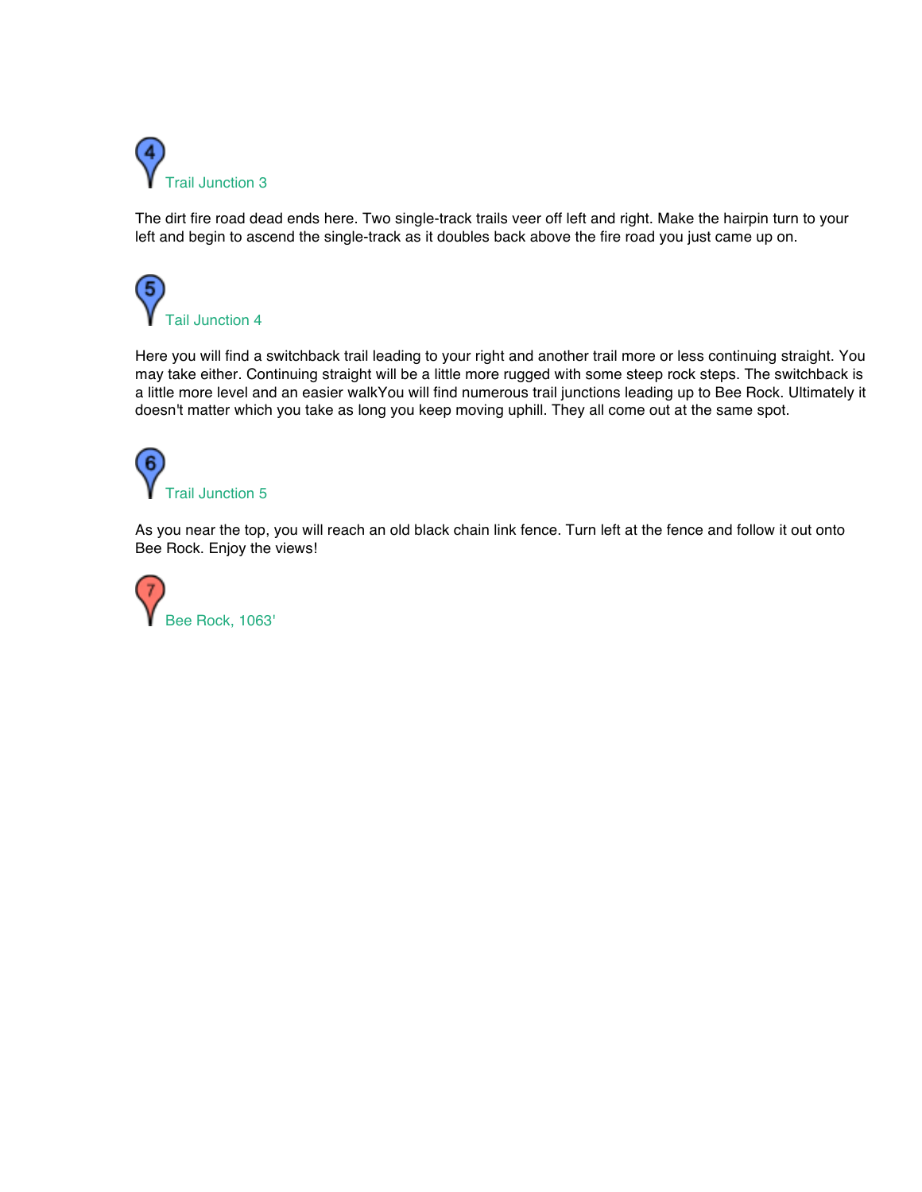4 Trail Junction 3

The dirt fire road dead ends here. Two single-track trails veer off left and right. Make the hairpin turn to your left and begin to ascend the single-track as it doubles back above the fire road you just came up on.

5 Tail Junction 4

Here you will find a switchback trail leading to your right and another trail more or less continuing straight. You may take either. Continuing straight will be a little more rugged with some steep rock steps. The switchback is a little more level and an easier walkYou will find numerous trail junctions leading up to Bee Rock. Ultimately it doesn't matter which you take as long you keep moving uphill. They all come out at the same spot.

6 Trail Junction 5

As you near the top, you will reach an old black chain link fence. Turn left at the fence and follow it out onto Bee Rock. Enjoy the views!

7 Bee Rock, 1063'